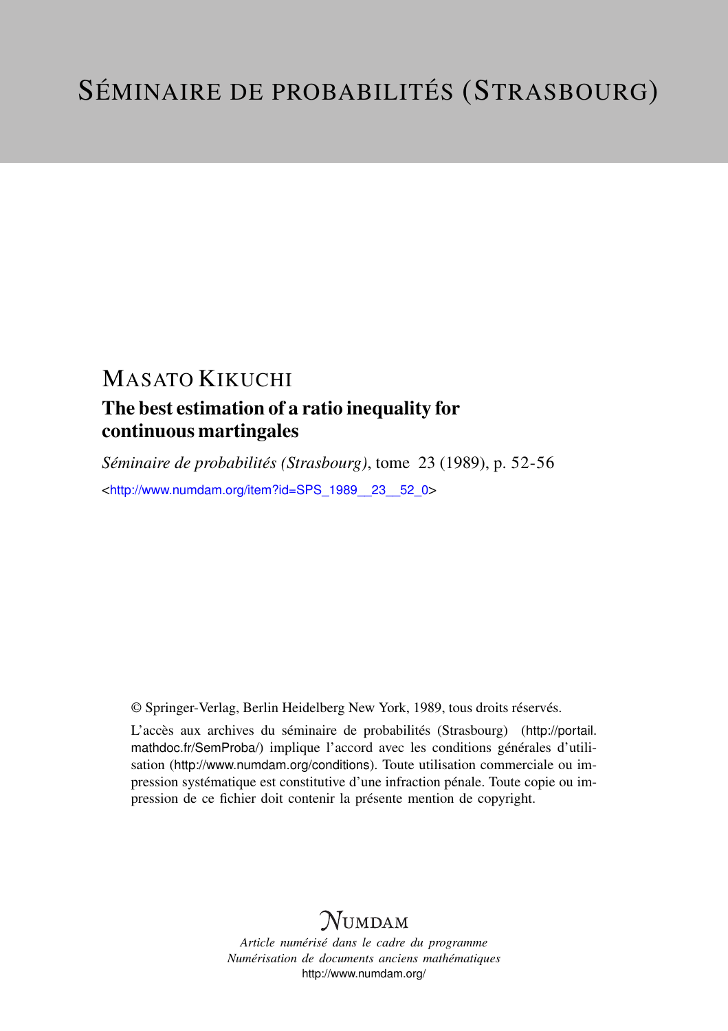# SÉMINAIRE DE PROBABILITÉS (STRASBOURG)

## MASATO KIKUCHI

### The best estimation of a ratio inequality for continuous martingales

*Séminaire de probabilités (Strasbourg)*, tome 23 (1989), p. 52-56

<http://www.numdam.org/item?id=SPS_1989__23__52_0>

© Springer-Verlag, Berlin Heidelberg New York, 1989, tous droits réservés.

L'accès aux archives du séminaire de probabilités (Strasbourg) (http://portail.mathdoc.fr/SemProba/) implique l'accord avec les conditions générales d'utilisation (http://www.numdam.org/conditions). Toute utilisation commerciale ou impression systématique est constitutive d'une infraction pénale. Toute copie ou impression de ce fichier doit contenir la présente mention de copyright.

NUMDAM

*Article numérisé dans le cadre du programme*
*Numérisation de documents anciens mathématiques*
http://www.numdam.org/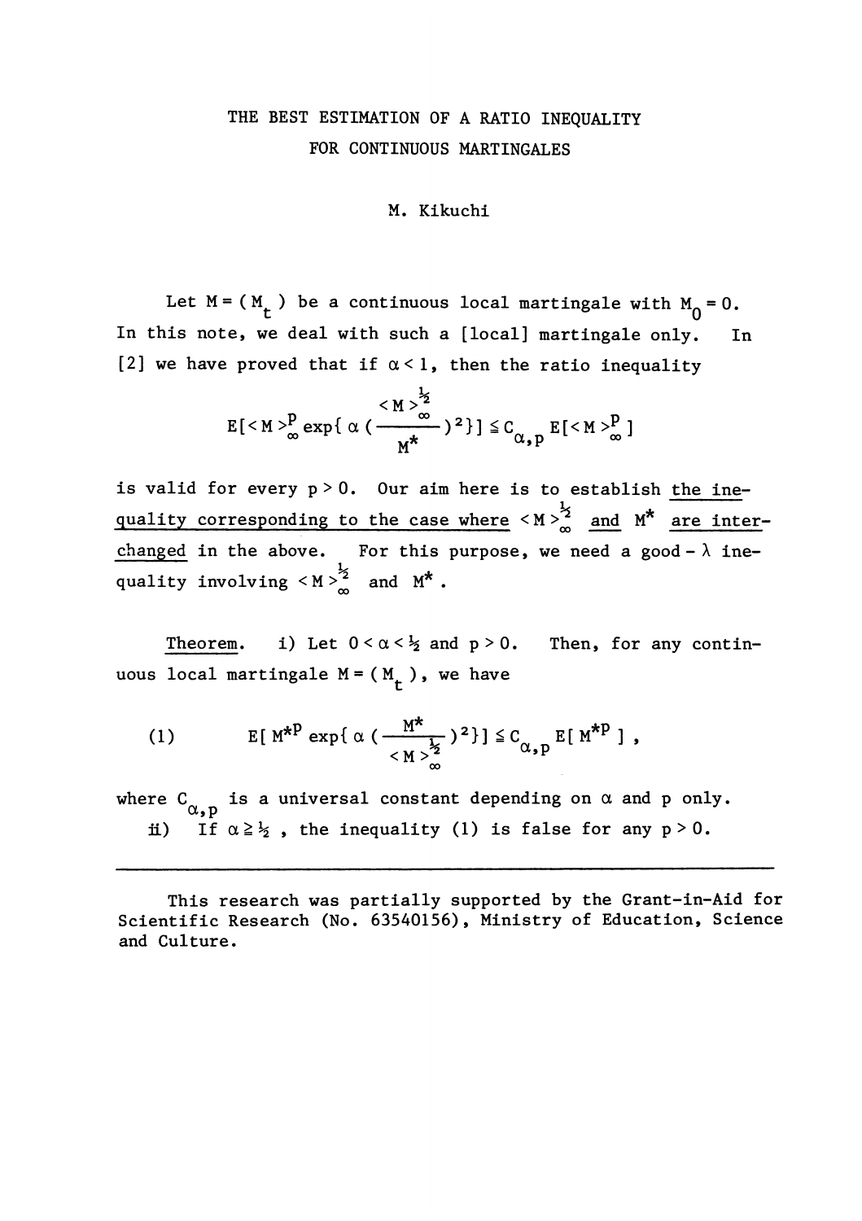# THE BEST ESTIMATION OF A RATIO INEQUALITY FOR CONTINUOUS MARTINGALES

M. Kikuchi

Let $M = (M_t)$ be a continuous local martingale with $M_0 = 0$. In this note, we deal with such a [local] martingale only. In [2] we have proved that if $\alpha < 1$, then the ratio inequality

$$E[\langle M\rangle_\infty^p \exp\{\alpha(\frac{\langle M\rangle_\infty^{\frac{1}{2}}}{M^*})^2\}] \leqq C_{\alpha,p} E[\langle M\rangle_\infty^p]$$

is valid for every $p > 0$. Our aim here is to establish <u>the inequality corresponding to the case where $\langle M\rangle_\infty^{\frac{1}{2}}$ and $M^*$ are interchanged</u> in the above. For this purpose, we need a good-$\lambda$ inequality involving $\langle M\rangle_\infty^{\frac{1}{2}}$ and $M^*$.

<u>Theorem</u>. i) Let $0 < \alpha < \frac{1}{2}$ and $p > 0$. Then, for any continuous local martingale $M = (M_t)$, we have

$$E[M^{*p} \exp\{\alpha(\frac{M^*}{\langle M\rangle_\infty^{\frac{1}{2}}})^2\}] \leqq C_{\alpha,p} E[M^{*p}], \tag{1}$$

where $C_{\alpha,p}$ is a universal constant depending on $\alpha$ and $p$ only.

ii) If $\alpha \geqq \frac{1}{2}$, the inequality (1) is false for any $p > 0$.

---

This research was partially supported by the Grant-in-Aid for Scientific Research (No. 63540156), Ministry of Education, Science and Culture.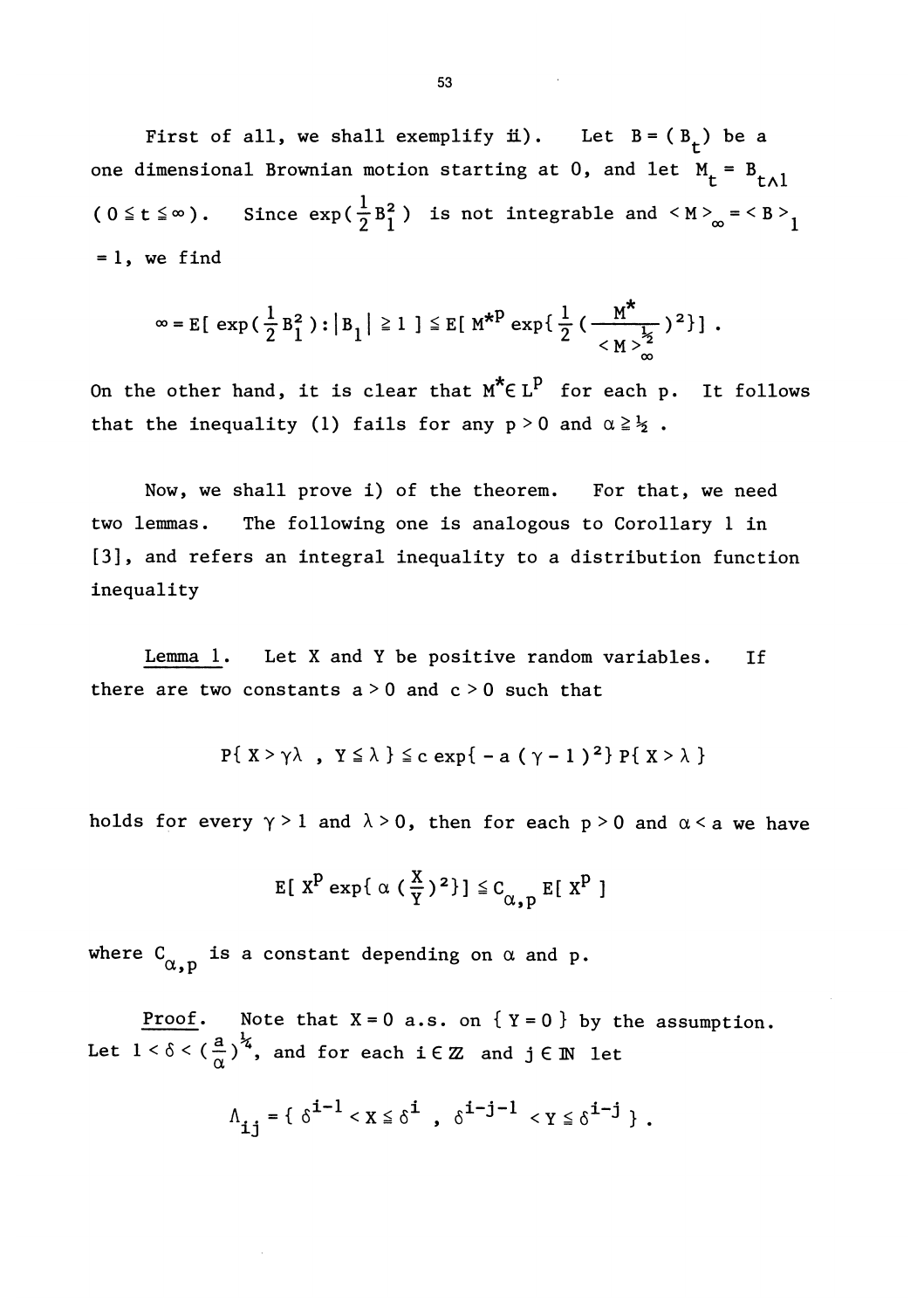First of all, we shall exemplify ii). Let $B = (B_t)$ be a one dimensional Brownian motion starting at 0, and let $M_t = B_{t\wedge 1}$ $(0 \leq t \leq \infty)$. Since $\exp(\frac{1}{2}B_1^2)$ is not integrable and $\langle M \rangle_\infty = \langle B \rangle_1 = 1$, we find

$$\infty = E[\exp(\frac{1}{2}B_1^2) : |B_1| \geq 1] \leq E[M^{*p} \exp\{\frac{1}{2}(\frac{M^*}{\langle M \rangle_\infty^{\frac{1}{2}}})^2\}] .$$

On the other hand, it is clear that $M^* \in L^p$ for each p. It follows that the inequality (1) fails for any $p > 0$ and $\alpha \geq \frac{1}{2}$.

Now, we shall prove i) of the theorem. For that, we need two lemmas. The following one is analogous to Corollary 1 in [3], and refers an integral inequality to a distribution function inequality

<u>Lemma 1</u>. Let X and Y be positive random variables. If there are two constants $a > 0$ and $c > 0$ such that

$$P\{X > \gamma\lambda \ , \ Y \leq \lambda\} \leq c \exp\{-a(\gamma - 1)^2\} P\{X > \lambda\}$$

holds for every $\gamma > 1$ and $\lambda > 0$, then for each $p > 0$ and $\alpha < a$ we have

$$E[X^p \exp\{\alpha(\frac{X}{Y})^2\}] \leq C_{\alpha,p} E[X^p]$$

where $C_{\alpha,p}$ is a constant depending on $\alpha$ and p.

<u>Proof</u>. Note that $X = 0$ a.s. on $\{Y = 0\}$ by the assumption. Let $1 < \delta < (\frac{a}{\alpha})^{\frac{1}{4}}$, and for each $i \in \mathbb{Z}$ and $j \in \mathbb{N}$ let

$$\Lambda_{ij} = \{\delta^{i-1} < X \leq \delta^i \ , \ \delta^{i-j-1} < Y \leq \delta^{i-j}\} .$$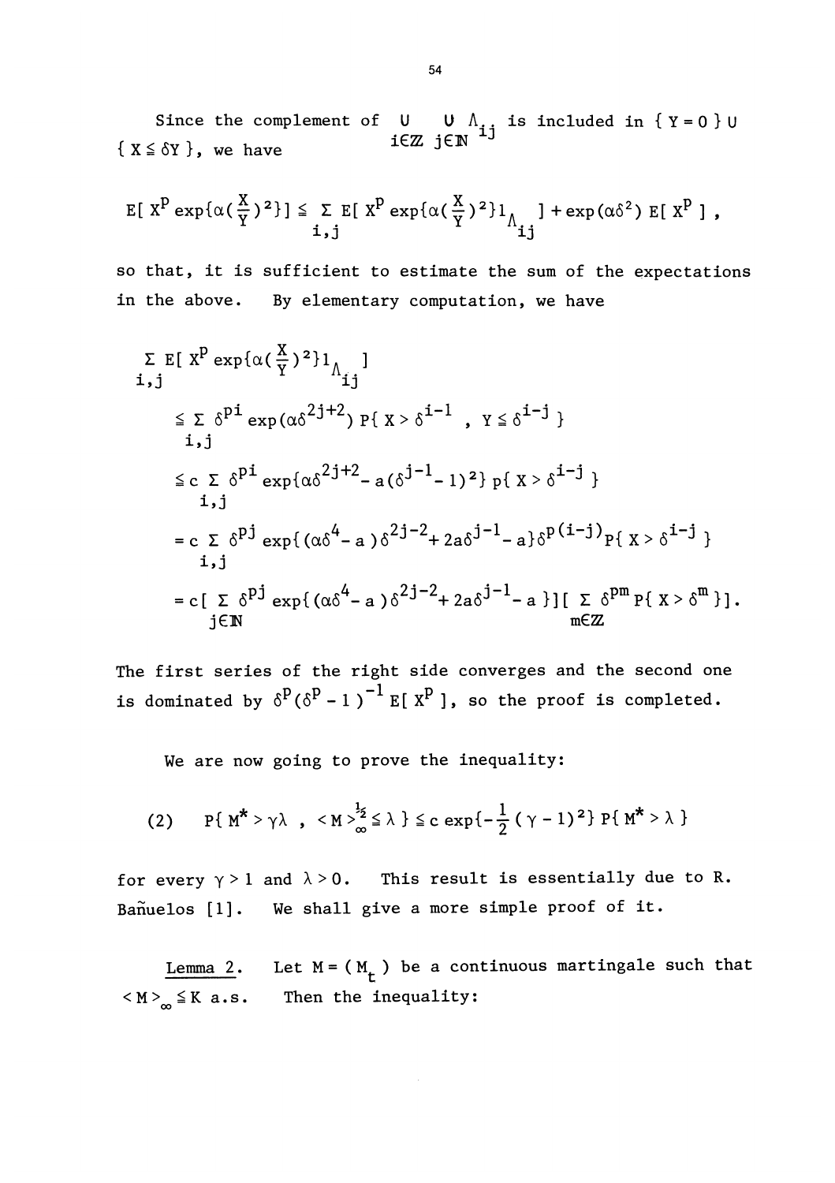Since the complement of $\bigcup_{i\in\mathbb{Z}} \bigcup_{j\in\mathbb{N}} \Lambda_{ij}$ is included in $\{ Y = 0 \} \cup \{ X \leqq \delta Y \}$, we have

$$E[ X^p \exp\{\alpha(\frac{X}{Y})^2\}] \leqq \sum_{i,j} E[ X^p \exp\{\alpha(\frac{X}{Y})^2\} 1_{\Lambda_{ij}} ] + \exp(\alpha\delta^2)\, E[ X^p ] ,$$

so that, it is sufficient to estimate the sum of the expectations in the above. By elementary computation, we have

$$\begin{aligned}
&\sum_{i,j} E[ X^p \exp\{\alpha(\frac{X}{Y})^2\} 1_{\Lambda_{ij}} ] \\
&\quad \leqq \sum_{i,j} \delta^{pi} \exp(\alpha\delta^{2j+2})\, P\{ X > \delta^{i-1} , \ Y \leqq \delta^{i-j} \} \\
&\quad \leqq c \sum_{i,j} \delta^{pi} \exp\{\alpha\delta^{2j+2} - a(\delta^{j-1} - 1)^2\}\, p\{ X > \delta^{i-j} \} \\
&\quad = c \sum_{i,j} \delta^{pj} \exp\{ (\alpha\delta^4 - a)\delta^{2j-2} + 2a\delta^{j-1} - a\} \delta^{p(i-j)} P\{ X > \delta^{i-j} \} \\
&\quad = c[ \sum_{j\in\mathbb{N}} \delta^{pj} \exp\{ (\alpha\delta^4 - a)\delta^{2j-2} + 2a\delta^{j-1} - a \}][ \sum_{m\in\mathbb{Z}} \delta^{pm} P\{ X > \delta^m \}].
\end{aligned}$$

The first series of the right side converges and the second one is dominated by $\delta^p(\delta^p - 1)^{-1} E[ X^p ]$, so the proof is completed.

We are now going to prove the inequality:

$$(2) \qquad P\{ M^* > \gamma\lambda \ , \ \langle M \rangle_\infty^{\frac{1}{2}} \leqq \lambda \} \leqq c \exp\{-\frac{1}{2}(\gamma - 1)^2\}\, P\{ M^* > \lambda \}$$

for every $\gamma > 1$ and $\lambda > 0$. This result is essentially due to R. Bañuelos [1]. We shall give a more simple proof of it.

<u>Lemma 2.</u> Let $M = ( M_t )$ be a continuous martingale such that $\langle M \rangle_\infty \leqq K$ a.s. Then the inequality: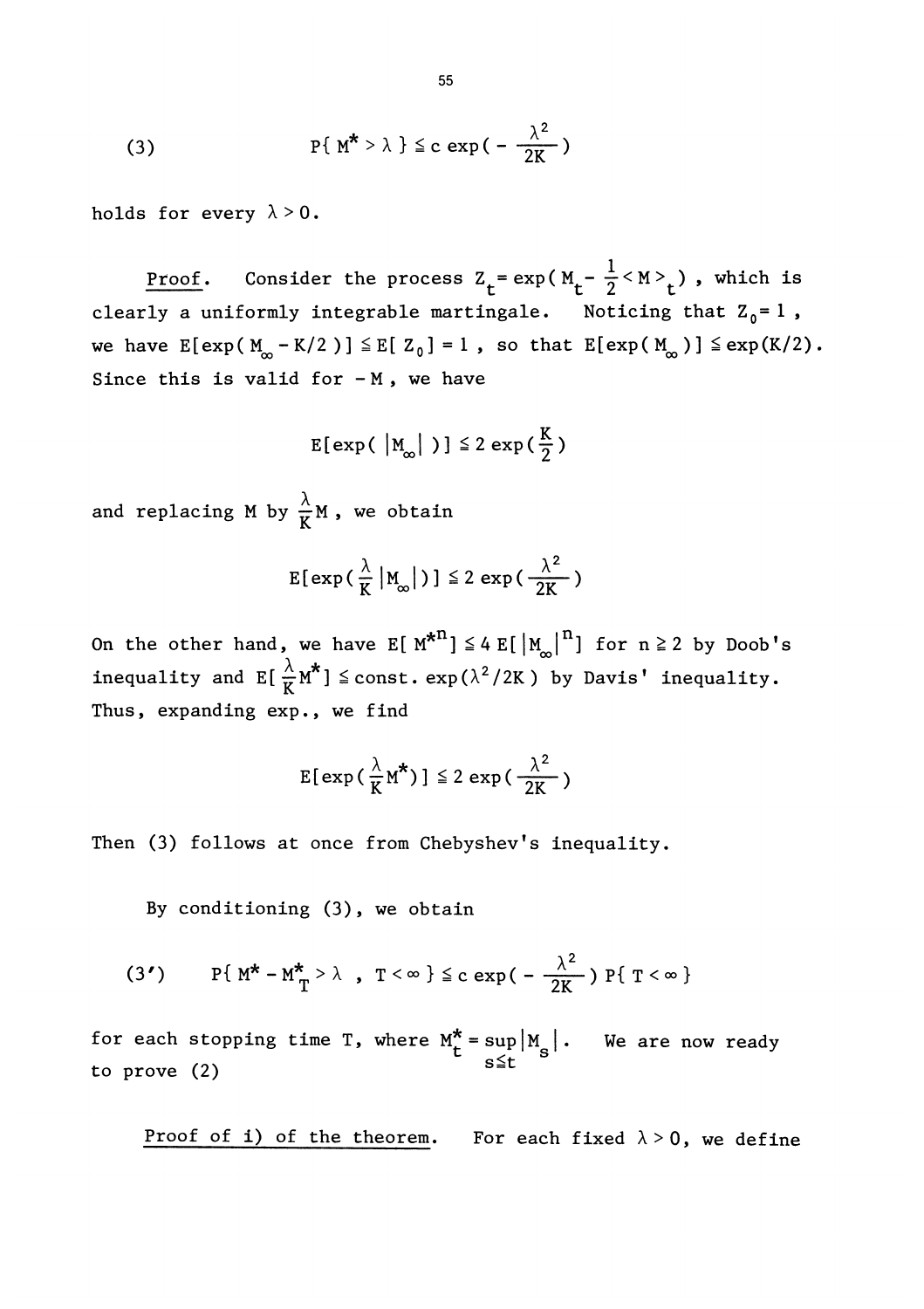$$(3) \qquad P\{ M^* > \lambda \} \leqq c \exp( - \frac{\lambda^2}{2K} )$$

holds for every $\lambda > 0$.

<u>Proof</u>. Consider the process $Z_t = \exp( M_t - \frac{1}{2} \langle M \rangle_t )$ , which is clearly a uniformly integrable martingale. Noticing that $Z_0 = 1$ , we have $E[\exp( M_\infty - K/2 )] \leqq E[ Z_0 ] = 1$ , so that $E[\exp( M_\infty )] \leqq \exp(K/2)$. Since this is valid for $-M$ , we have

$$E[\exp( |M_\infty| )] \leqq 2 \exp( \frac{K}{2} )$$

and replacing M by $\frac{\lambda}{K} M$ , we obtain

$$E[\exp( \frac{\lambda}{K} |M_\infty| )] \leqq 2 \exp( \frac{\lambda^2}{2K} )$$

On the other hand, we have $E[ M^{*n} ] \leqq 4 E[ |M_\infty|^n ]$ for $n \geqq 2$ by Doob's inequality and $E[ \frac{\lambda}{K} M^* ] \leqq \text{const.} \exp(\lambda^2/2K )$ by Davis' inequality. Thus, expanding exp., we find

$$E[\exp( \frac{\lambda}{K} M^* )] \leqq 2 \exp( \frac{\lambda^2}{2K} )$$

Then (3) follows at once from Chebyshev's inequality.

By conditioning (3), we obtain

$$(3') \qquad P\{ M^* - M_T^* > \lambda \ , \ T < \infty \} \leqq c \exp( - \frac{\lambda^2}{2K} ) P\{ T < \infty \}$$

for each stopping time T, where $M_t^* = \sup_{s \leqq t} |M_s|$ . We are now ready to prove (2)

<u>Proof of i) of the theorem</u>. For each fixed $\lambda > 0$, we define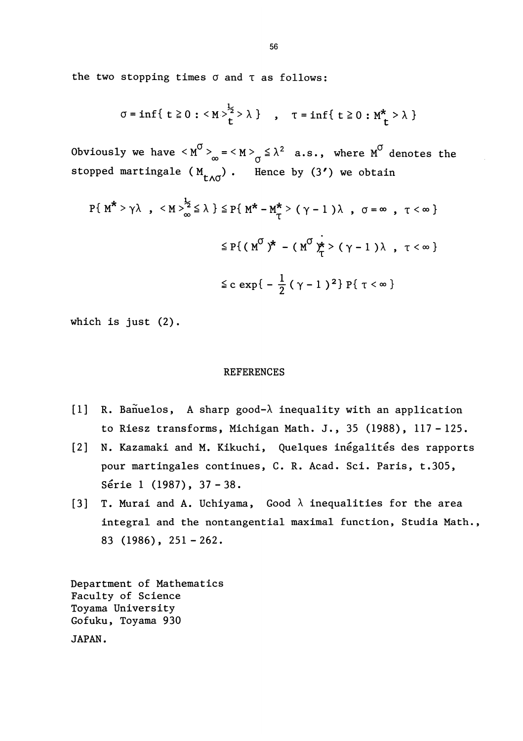the two stopping times $\sigma$ and $\tau$ as follows:

$$\sigma = \inf\{ t \geqq 0 : \langle M \rangle_t^{\frac{1}{2}} > \lambda \} \quad , \quad \tau = \inf\{ t \geqq 0 : M_t^* > \lambda \}$$

Obviously we have $\langle M^\sigma \rangle_\infty = \langle M \rangle_\sigma \leqq \lambda^2$ a.s., where $M^\sigma$ denotes the stopped martingale $( M_{t \wedge \sigma} )$. Hence by (3′) we obtain

$$\begin{aligned}
P\{ M^* > \gamma\lambda \ , \ \langle M \rangle_\infty^{\frac{1}{2}} \leqq \lambda \} &\leqq P\{ M^* - M_\tau^* > ( \gamma - 1 )\lambda \ , \ \sigma = \infty \ , \ \tau < \infty \} \\
&\leqq P\{ ( M^\sigma )^* - ( M^\sigma )_\tau^* > ( \gamma - 1 )\lambda \ , \ \tau < \infty \} \\
&\leqq c \exp\{ - \frac{1}{2} ( \gamma - 1 )^2 \} P\{ \tau < \infty \}
\end{aligned}$$

which is just (2).

## REFERENCES

[1] R. Bañuelos, A sharp good-$\lambda$ inequality with an application to Riesz transforms, Michigan Math. J., 35 (1988), 117 - 125.

[2] N. Kazamaki and M. Kikuchi, Quelques inégalités des rapports pour martingales continues, C. R. Acad. Sci. Paris, t.305, Série 1 (1987), 37 - 38.

[3] T. Murai and A. Uchiyama, Good $\lambda$ inequalities for the area integral and the nontangential maximal function, Studia Math., 83 (1986), 251 - 262.

Department of Mathematics
Faculty of Science
Toyama University
Gofuku, Toyama 930
JAPAN.